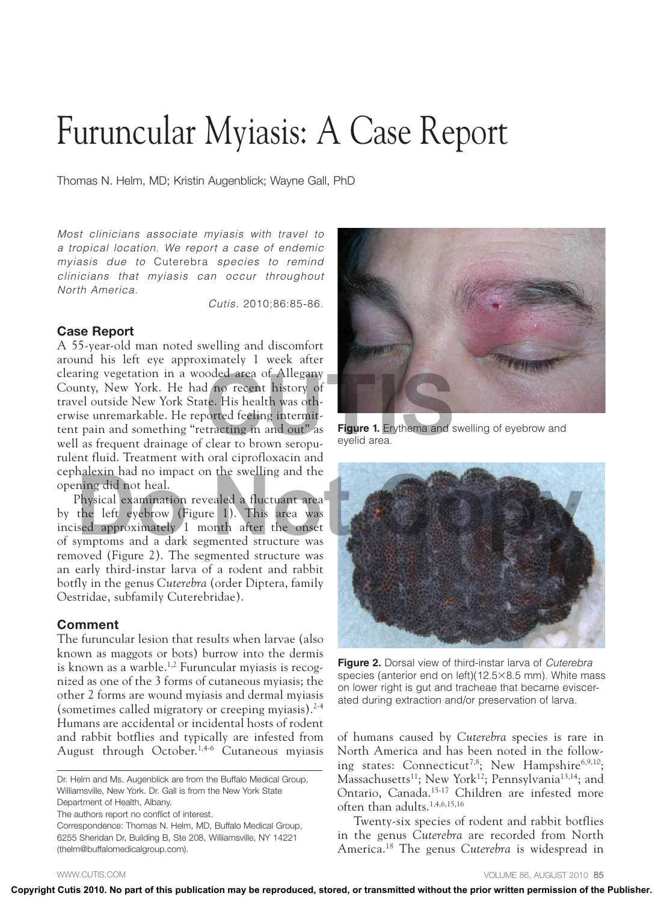# Furuncular Myiasis: A Case Report

Thomas N. Helm, MD; Kristin Augenblick; Wayne Gall, PhD

*Most clinicians associate myiasis with travel to a tropical location. We report a case of endemic myiasis due to* Cuterebra *species to remind clinicians that myiasis can occur throughout North America.*

Cutis. 2010;86:85-86.

## Case Report

A 55-year-old man noted swelling and discomfort around his left eye approximately 1 week after clearing vegetation in a wooded area of Allegany County, New York. He had no recent history of travel outside New York State. His health was otherwise unremarkable. He reported feeling intermittent pain and something "retracting in and out" as well as frequent drainage of clear to brown seropurulent fluid. Treatment with oral ciprofloxacin and cephalexin had no impact on the swelling and the opening did not heal.

Physical examination revealed a fluctuant area by the left eyebrow (Figure 1). This area was incised approximately 1 month after the onset of symptoms and a dark segmented structure was removed (Figure 2). The segmented structure was an early third-instar larva of a rodent and rabbit botfly in the genus *Cuterebra* (order Diptera, family Oestridae, subfamily Cuterebridae).

**Figure 1.** Erythema and swelling of eyebrow and eyelid area.

**Figure 2.** Dorsal view of third-instar larva of *Cuterebra* species (anterior end on left)(12.5×8.5 mm). White mass on lower right is gut and tracheae that became eviscerated during extraction and/or preservation of larva.

## Comment

The furuncular lesion that results when larvae (also known as maggots or bots) burrow into the dermis is known as a warble.[1,2] Furuncular myiasis is recognized as one of the 3 forms of cutaneous myiasis; the other 2 forms are wound myiasis and dermal myiasis (sometimes called migratory or creeping myiasis).[2-4] Humans are accidental or incidental hosts of rodent and rabbit botflies and typically are infested from August through October.[1,4-6] Cutaneous myiasis of humans caused by *Cuterebra* species is rare in North America and has been noted in the following states: Connecticut[7,8]; New Hampshire[6,9,10]; Massachusetts[11]; New York[12]; Pennsylvania[13,14]; and Ontario, Canada.[15-17] Children are infested more often than adults.[1,4,6,15,16]

Twenty-six species of rodent and rabbit botflies in the genus *Cuterebra* are recorded from North America.[18] The genus *Cuterebra* is widespread in

---

Dr. Helm and Ms. Augenblick are from the Buffalo Medical Group, Williamsville, New York. Dr. Gall is from the New York State Department of Health, Albany.

The authors report no conflict of interest.

Correspondence: Thomas N. Helm, MD, Buffalo Medical Group, 6255 Sheridan Dr, Building B, Ste 208, Williamsville, NY 14221 (thelm@buffalomedicalgroup.com).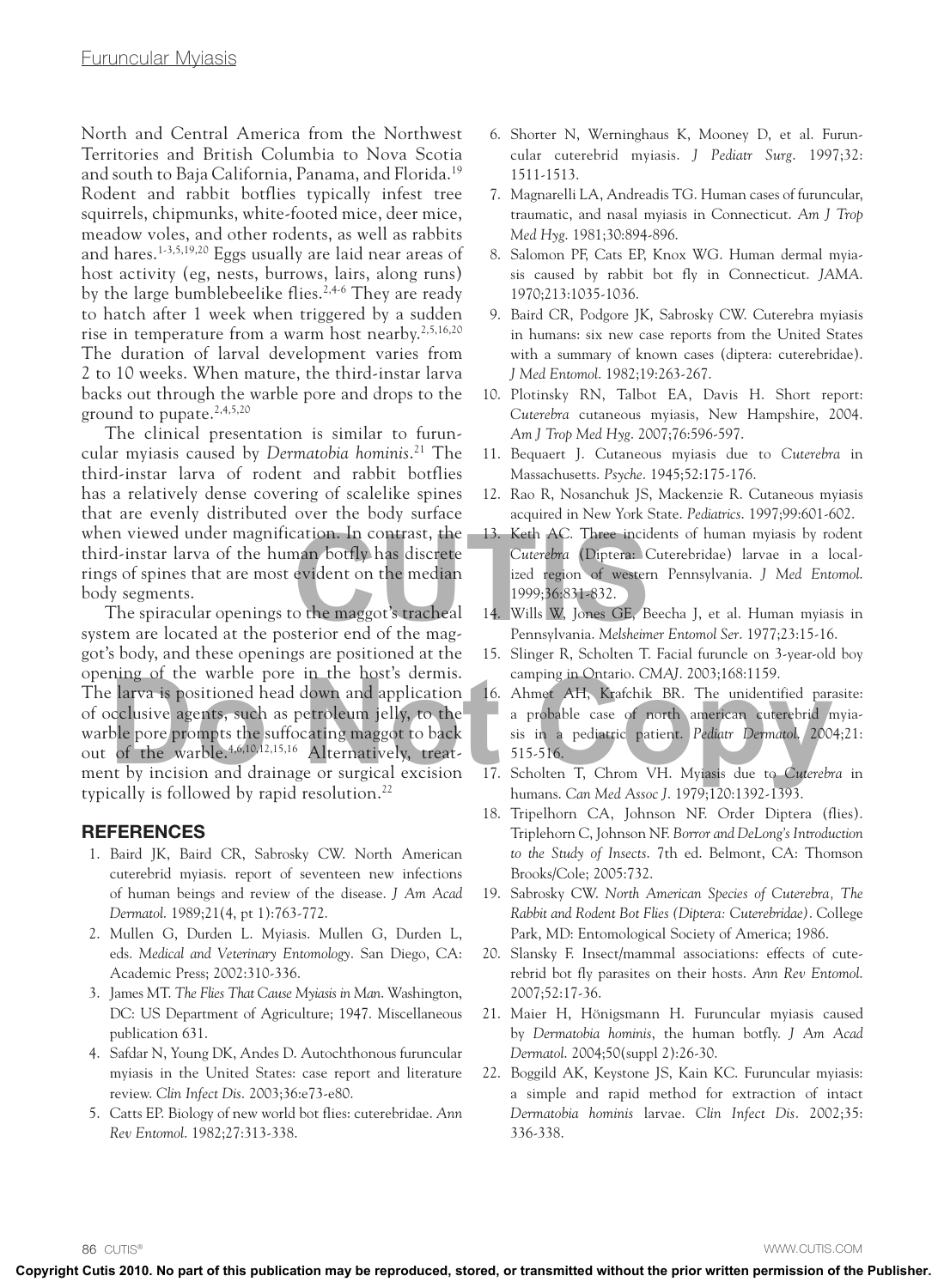North and Central America from the Northwest Territories and British Columbia to Nova Scotia and south to Baja California, Panama, and Florida.[19] Rodent and rabbit botflies typically infest tree squirrels, chipmunks, white-footed mice, deer mice, meadow voles, and other rodents, as well as rabbits and hares.[1-3,5,19,20] Eggs usually are laid near areas of host activity (eg, nests, burrows, lairs, along runs) by the large bumblebeelike flies.[2,4-6] They are ready to hatch after 1 week when triggered by a sudden rise in temperature from a warm host nearby.[2,5,16,20] The duration of larval development varies from 2 to 10 weeks. When mature, the third-instar larva backs out through the warble pore and drops to the ground to pupate.[2,4,5,20]

The clinical presentation is similar to furuncular myiasis caused by *Dermatobia hominis*.[21] The third-instar larva of rodent and rabbit botflies has a relatively dense covering of scalelike spines that are evenly distributed over the body surface when viewed under magnification. In contrast, the third-instar larva of the human botfly has discrete rings of spines that are most evident on the median body segments.

The spiracular openings to the maggot's tracheal system are located at the posterior end of the maggot's body, and these openings are positioned at the opening of the warble pore in the host's dermis. The larva is positioned head down and application of occlusive agents, such as petroleum jelly, to the warble pore prompts the suffocating maggot to back out of the warble.[4,6,10,12,15,16] Alternatively, treatment by incision and drainage or surgical excision typically is followed by rapid resolution.[22]

## REFERENCES

1. Baird JK, Baird CR, Sabrosky CW. North American cuterebrid myiasis. report of seventeen new infections of human beings and review of the disease. *J Am Acad Dermatol*. 1989;21(4, pt 1):763-772.
2. Mullen G, Durden L. Myiasis. Mullen G, Durden L, eds. *Medical and Veterinary Entomology*. San Diego, CA: Academic Press; 2002:310-336.
3. James MT. *The Flies That Cause Myiasis in Man*. Washington, DC: US Department of Agriculture; 1947. Miscellaneous publication 631.
4. Safdar N, Young DK, Andes D. Autochthonous furuncular myiasis in the United States: case report and literature review. *Clin Infect Dis*. 2003;36:e73-e80.
5. Catts EP. Biology of new world bot flies: cuterebridae. *Ann Rev Entomol*. 1982;27:313-338.
6. Shorter N, Werninghaus K, Mooney D, et al. Furuncular cuterebrid myiasis. *J Pediatr Surg*. 1997;32:1511-1513.
7. Magnarelli LA, Andreadis TG. Human cases of furuncular, traumatic, and nasal myiasis in Connecticut. *Am J Trop Med Hyg*. 1981;30:894-896.
8. Salomon PF, Cats EP, Knox WG. Human dermal myiasis caused by rabbit bot fly in Connecticut. *JAMA*. 1970;213:1035-1036.
9. Baird CR, Podgore JK, Sabrosky CW. Cuterebra myiasis in humans: six new case reports from the United States with a summary of known cases (diptera: cuterebridae). *J Med Entomol*. 1982;19:263-267.
10. Plotinsky RN, Talbot EA, Davis H. Short report: *Cuterebra* cutaneous myiasis, New Hampshire, 2004. *Am J Trop Med Hyg*. 2007;76:596-597.
11. Bequaert J. Cutaneous myiasis due to *Cuterebra* in Massachusetts. *Psyche*. 1945;52:175-176.
12. Rao R, Nosanchuk JS, Mackenzie R. Cutaneous myiasis acquired in New York State. *Pediatrics*. 1997;99:601-602.
13. Keth AC. Three incidents of human myiasis by rodent *Cuterebra* (Diptera: Cuterebridae) larvae in a localized region of western Pennsylvania. *J Med Entomol*. 1999;36:831-832.
14. Wills W, Jones GE, Beecha J, et al. Human myiasis in Pennsylvania. *Melsheimer Entomol Ser*. 1977;23:15-16.
15. Slinger R, Scholten T. Facial furuncle on 3-year-old boy camping in Ontario. *CMAJ*. 2003;168:1159.
16. Ahmet AH, Krafchik BR. The unidentified parasite: a probable case of north american cuterebrid myiasis in a pediatric patient. *Pediatr Dermatol*. 2004;21:515-516.
17. Scholten T, Chrom VH. Myiasis due to *Cuterebra* in humans. *Can Med Assoc J*. 1979;120:1392-1393.
18. Tripelhorn CA, Johnson NF. Order Diptera (flies). Triplehorn C, Johnson NF. *Borror and DeLong's Introduction to the Study of Insects*. 7th ed. Belmont, CA: Thomson Brooks/Cole; 2005:732.
19. Sabrosky CW. *North American Species of Cuterebra, The Rabbit and Rodent Bot Flies (Diptera: Cuterebridae)*. College Park, MD: Entomological Society of America; 1986.
20. Slansky F. Insect/mammal associations: effects of cuterebrid bot fly parasites on their hosts. *Ann Rev Entomol*. 2007;52:17-36.
21. Maier H, Hönigsmann H. Furuncular myiasis caused by *Dermatobia hominis*, the human botfly. *J Am Acad Dermatol*. 2004;50(suppl 2):26-30.
22. Boggild AK, Keystone JS, Kain KC. Furuncular myiasis: a simple and rapid method for extraction of intact *Dermatobia hominis* larvae. *Clin Infect Dis*. 2002;35:336-338.